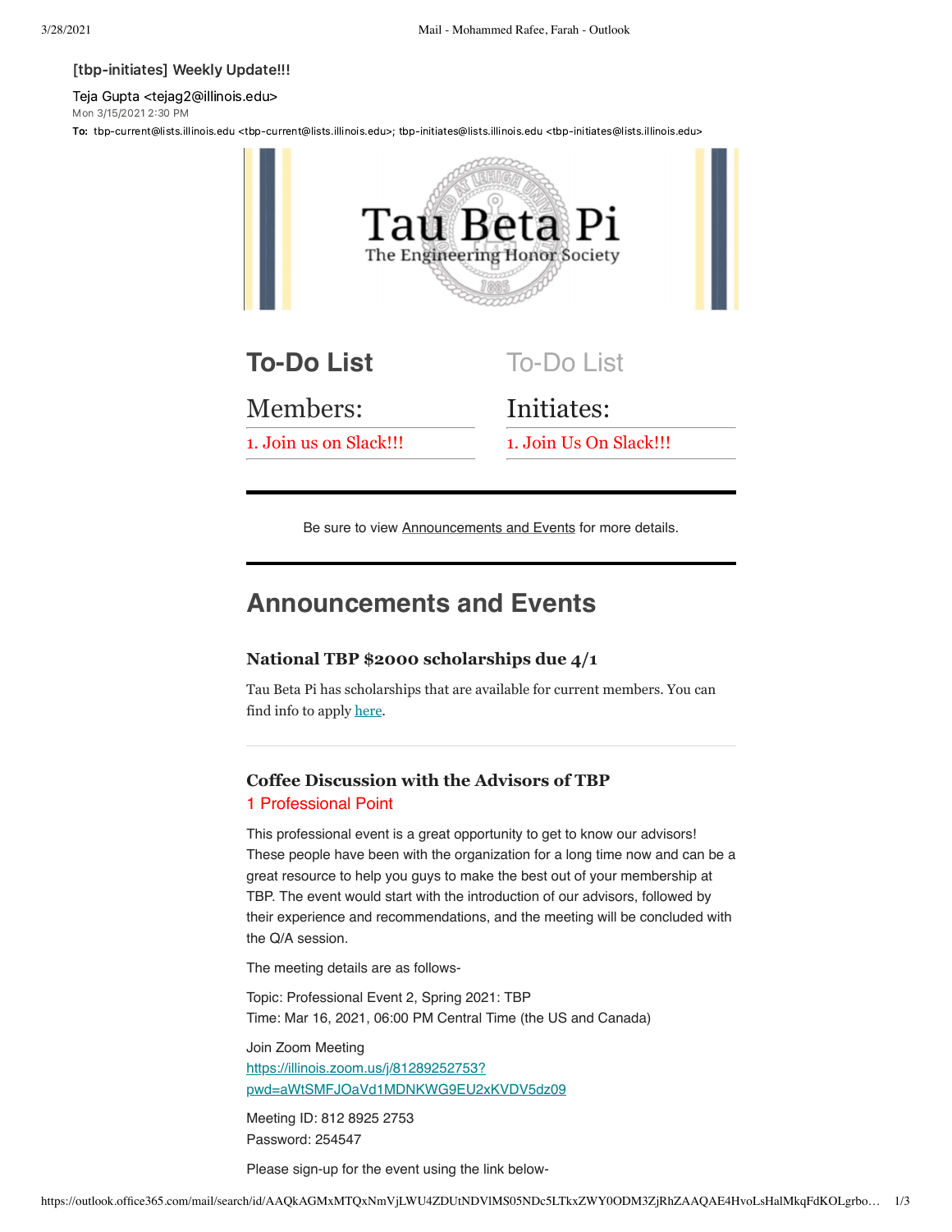[tbp-initiates] Weekly Update!!!

Teja Gupta <tejag2@illinois.edu>
Mon 3/15/2021 2:30 PM
**To:** tbp-current@lists.illinois.edu <tbp-current@lists.illinois.edu>; tbp-initiates@lists.illinois.edu <tbp-initiates@lists.illinois.edu>

Tau Beta Pi
The Engineering Honor Society

## To-Do List

### Members:

1. Join us on Slack!!!

## To-Do List

### Initiates:

1. Join Us On Slack!!!

Be sure to view Announcements and Events for more details.

## Announcements and Events

### National TBP $2000 scholarships due 4/1

Tau Beta Pi has scholarships that are available for current members. You can find info to apply here.

### Coffee Discussion with the Advisors of TBP

1 Professional Point

This professional event is a great opportunity to get to know our advisors! These people have been with the organization for a long time now and can be a great resource to help you guys to make the best out of your membership at TBP. The event would start with the introduction of our advisors, followed by their experience and recommendations, and the meeting will be concluded with the Q/A session.

The meeting details are as follows-

Topic: Professional Event 2, Spring 2021: TBP
Time: Mar 16, 2021, 06:00 PM Central Time (the US and Canada)

Join Zoom Meeting
https://illinois.zoom.us/j/81289252753?pwd=aWtSMFJOaVd1MDNKWG9EU2xKVDV5dz09

Meeting ID: 812 8925 2753
Password: 254547

Please sign-up for the event using the link below-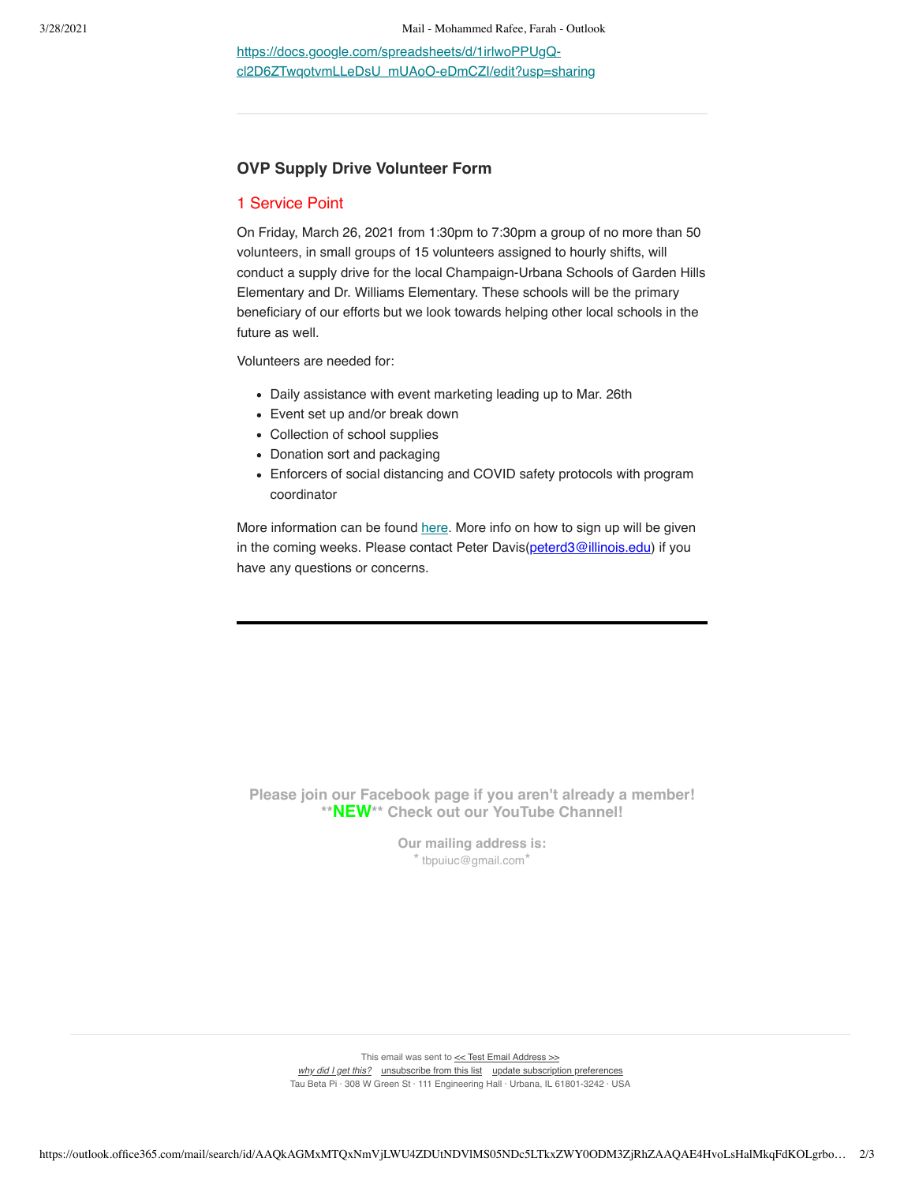https://docs.google.com/spreadsheets/d/1irlwoPPUgQ-cl2D6ZTwqotvmLLeDsU_mUAoO-eDmCZI/edit?usp=sharing

---

### OVP Supply Drive Volunteer Form

1 Service Point

On Friday, March 26, 2021 from 1:30pm to 7:30pm a group of no more than 50 volunteers, in small groups of 15 volunteers assigned to hourly shifts, will conduct a supply drive for the local Champaign-Urbana Schools of Garden Hills Elementary and Dr. Williams Elementary. These schools will be the primary beneficiary of our efforts but we look towards helping other local schools in the future as well.

Volunteers are needed for:

- Daily assistance with event marketing leading up to Mar. 26th
- Event set up and/or break down
- Collection of school supplies
- Donation sort and packaging
- Enforcers of social distancing and COVID safety protocols with program coordinator

More information can be found here. More info on how to sign up will be given in the coming weeks. Please contact Peter Davis(peterd3@illinois.edu) if you have any questions or concerns.

---

**Please join our Facebook page if you aren't already a member!**
****NEW** Check out our YouTube Channel!**

**Our mailing address is:**
* tbpuiuc@gmail.com*

This email was sent to << Test Email Address >>
*why did I get this?* unsubscribe from this list update subscription preferences
Tau Beta Pi · 308 W Green St · 111 Engineering Hall · Urbana, IL 61801-3242 · USA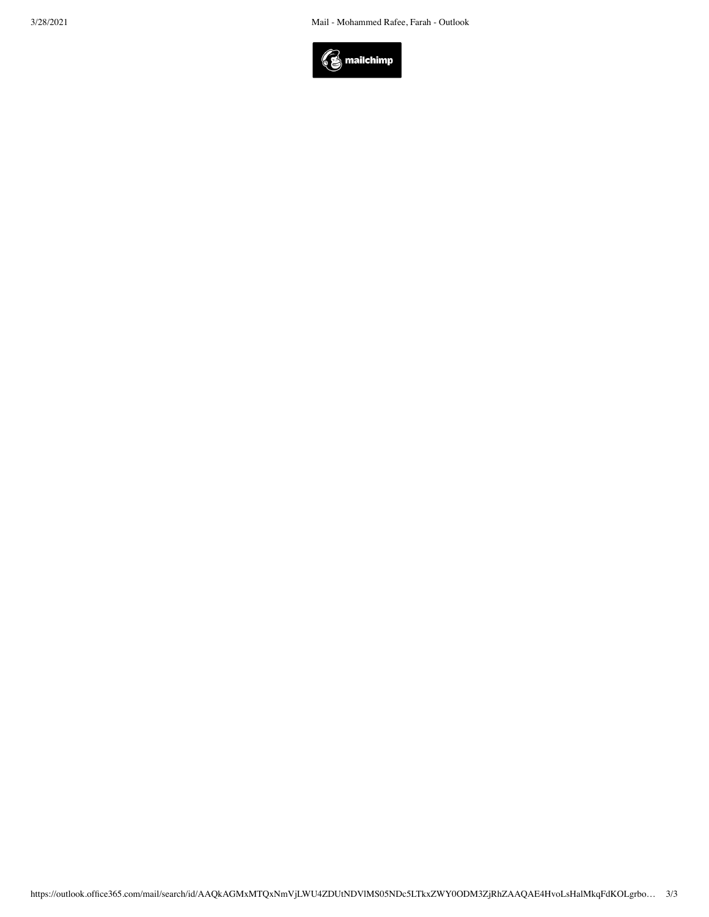mailchimp